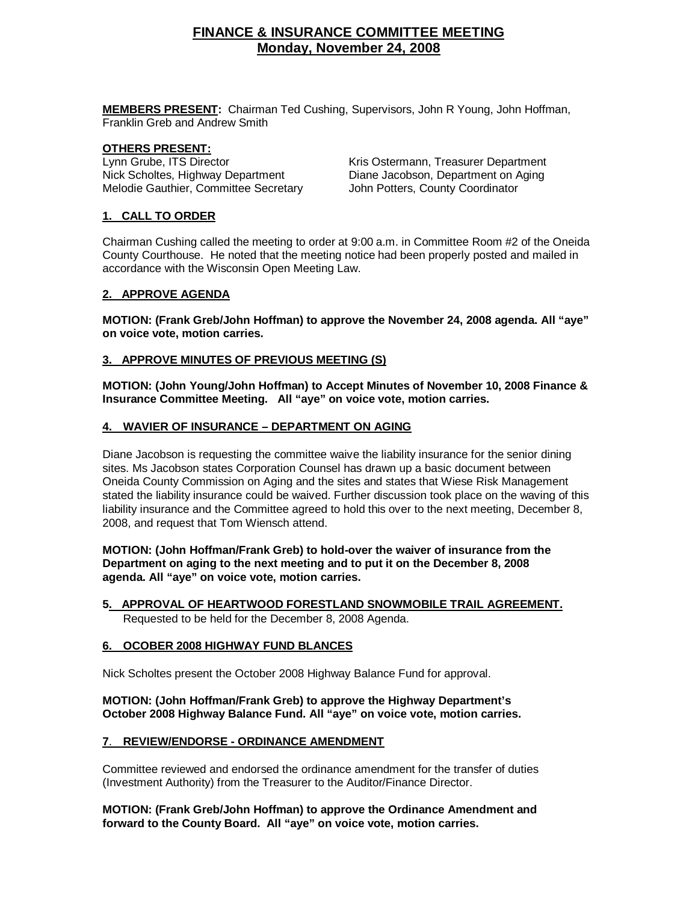# FINANCE & INSURANCE COMMITTEE MEETING
## Monday, November 24, 2008

**MEMBERS PRESENT:** Chairman Ted Cushing, Supervisors, John R Young, John Hoffman, Franklin Greb and Andrew Smith

**OTHERS PRESENT:**

Lynn Grube, ITS Director
Nick Scholtes, Highway Department
Melodie Gauthier, Committee Secretary
Kris Ostermann, Treasurer Department
Diane Jacobson, Department on Aging
John Potters, County Coordinator

### 1. CALL TO ORDER

Chairman Cushing called the meeting to order at 9:00 a.m. in Committee Room #2 of the Oneida County Courthouse. He noted that the meeting notice had been properly posted and mailed in accordance with the Wisconsin Open Meeting Law.

### 2. APPROVE AGENDA

**MOTION: (Frank Greb/John Hoffman) to approve the November 24, 2008 agenda. All "aye" on voice vote, motion carries.**

### 3. APPROVE MINUTES OF PREVIOUS MEETING (S)

**MOTION: (John Young/John Hoffman) to Accept Minutes of November 10, 2008 Finance & Insurance Committee Meeting. All "aye" on voice vote, motion carries.**

### 4. WAVIER OF INSURANCE – DEPARTMENT ON AGING

Diane Jacobson is requesting the committee waive the liability insurance for the senior dining sites. Ms Jacobson states Corporation Counsel has drawn up a basic document between Oneida County Commission on Aging and the sites and states that Wiese Risk Management stated the liability insurance could be waived. Further discussion took place on the waving of this liability insurance and the Committee agreed to hold this over to the next meeting, December 8, 2008, and request that Tom Wiensch attend.

**MOTION: (John Hoffman/Frank Greb) to hold-over the waiver of insurance from the Department on aging to the next meeting and to put it on the December 8, 2008 agenda. All "aye" on voice vote, motion carries.**

### 5. APPROVAL OF HEARTWOOD FORESTLAND SNOWMOBILE TRAIL AGREEMENT.

Requested to be held for the December 8, 2008 Agenda.

### 6. OCOBER 2008 HIGHWAY FUND BLANCES

Nick Scholtes present the October 2008 Highway Balance Fund for approval.

**MOTION: (John Hoffman/Frank Greb) to approve the Highway Department's October 2008 Highway Balance Fund. All "aye" on voice vote, motion carries.**

### 7. REVIEW/ENDORSE - ORDINANCE AMENDMENT

Committee reviewed and endorsed the ordinance amendment for the transfer of duties (Investment Authority) from the Treasurer to the Auditor/Finance Director.

**MOTION: (Frank Greb/John Hoffman) to approve the Ordinance Amendment and forward to the County Board. All "aye" on voice vote, motion carries.**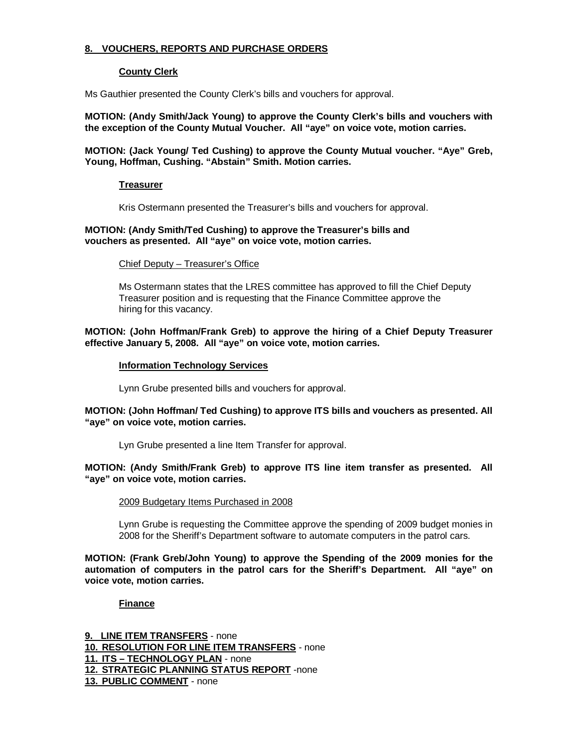## 8. VOUCHERS, REPORTS AND PURCHASE ORDERS

### County Clerk

Ms Gauthier presented the County Clerk's bills and vouchers for approval.

**MOTION: (Andy Smith/Jack Young) to approve the County Clerk's bills and vouchers with the exception of the County Mutual Voucher. All "aye" on voice vote, motion carries.**

**MOTION: (Jack Young/ Ted Cushing) to approve the County Mutual voucher. "Aye" Greb, Young, Hoffman, Cushing. "Abstain" Smith. Motion carries.**

### Treasurer

Kris Ostermann presented the Treasurer's bills and vouchers for approval.

**MOTION: (Andy Smith/Ted Cushing) to approve the Treasurer's bills and vouchers as presented. All "aye" on voice vote, motion carries.**

Chief Deputy – Treasurer's Office

Ms Ostermann states that the LRES committee has approved to fill the Chief Deputy Treasurer position and is requesting that the Finance Committee approve the hiring for this vacancy.

**MOTION: (John Hoffman/Frank Greb) to approve the hiring of a Chief Deputy Treasurer effective January 5, 2008. All "aye" on voice vote, motion carries.**

### Information Technology Services

Lynn Grube presented bills and vouchers for approval.

**MOTION: (John Hoffman/ Ted Cushing) to approve ITS bills and vouchers as presented. All "aye" on voice vote, motion carries.**

Lyn Grube presented a line Item Transfer for approval.

**MOTION: (Andy Smith/Frank Greb) to approve ITS line item transfer as presented. All "aye" on voice vote, motion carries.**

2009 Budgetary Items Purchased in 2008

Lynn Grube is requesting the Committee approve the spending of 2009 budget monies in 2008 for the Sheriff's Department software to automate computers in the patrol cars.

**MOTION: (Frank Greb/John Young) to approve the Spending of the 2009 monies for the automation of computers in the patrol cars for the Sheriff's Department. All "aye" on voice vote, motion carries.**

### Finance

**9. LINE ITEM TRANSFERS** - none
**10. RESOLUTION FOR LINE ITEM TRANSFERS** - none
**11. ITS – TECHNOLOGY PLAN** - none
**12. STRATEGIC PLANNING STATUS REPORT** -none
**13. PUBLIC COMMENT** - none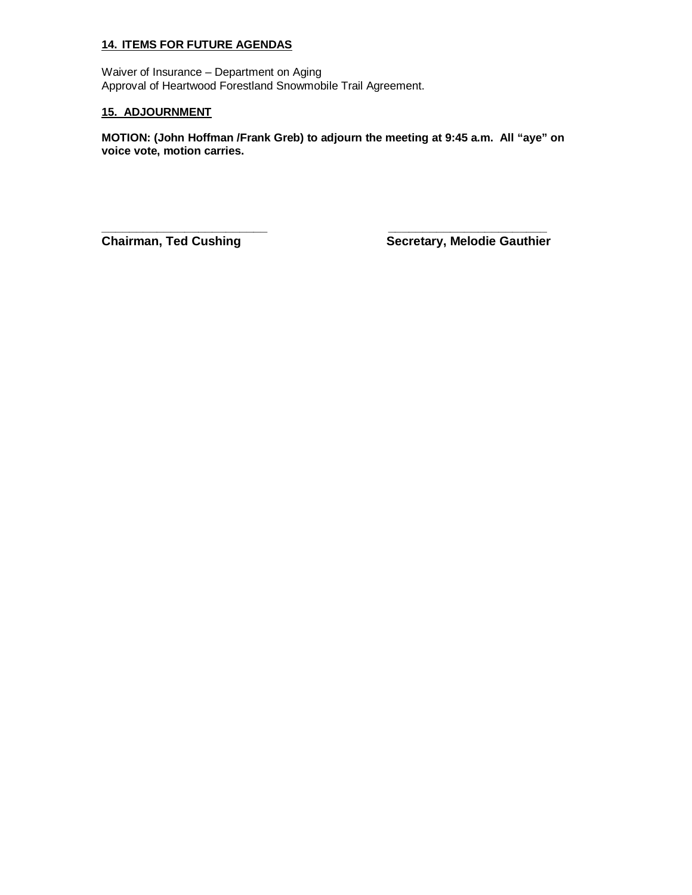**14. ITEMS FOR FUTURE AGENDAS**

Waiver of Insurance – Department on Aging
Approval of Heartwood Forestland Snowmobile Trail Agreement.

**15. ADJOURNMENT**

**MOTION: (John Hoffman /Frank Greb) to adjourn the meeting at 9:45 a.m. All "aye" on voice vote, motion carries.**

\_\_\_\_\_\_\_\_\_\_\_\_\_\_\_\_\_\_\_\_\_\_\_\_\_\_
**Chairman, Ted Cushing**

\_\_\_\_\_\_\_\_\_\_\_\_\_\_\_\_\_\_\_\_\_\_\_\_\_\_
**Secretary, Melodie Gauthier**